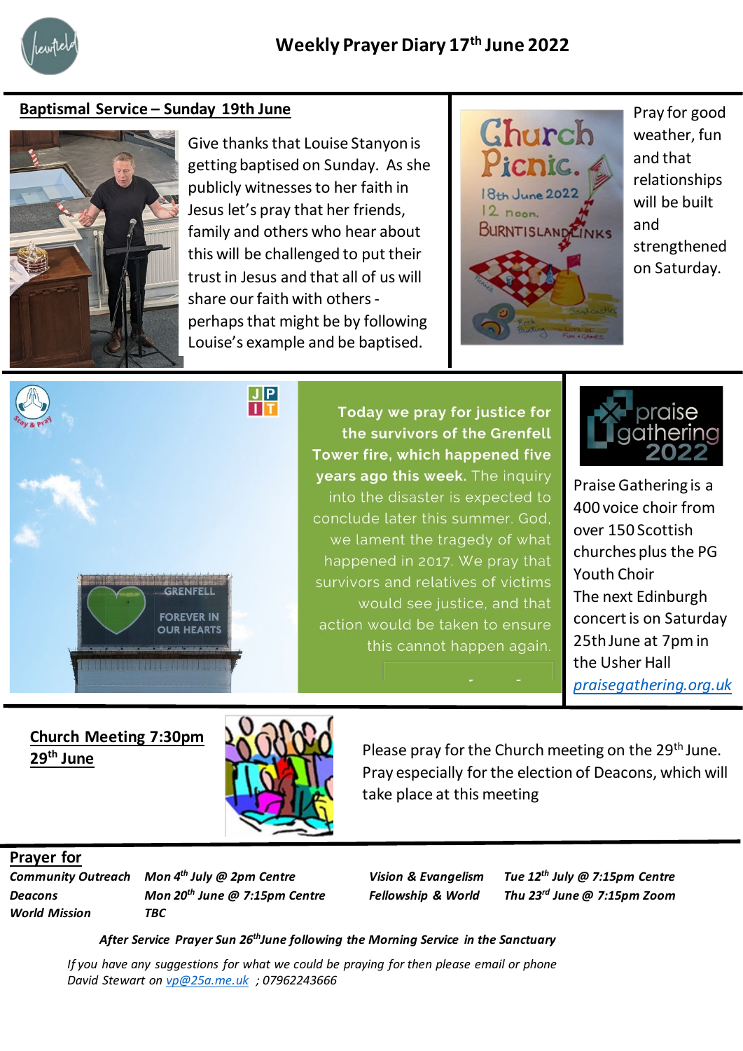# Weekly Prayer Diary 17th June 2022

## Baptismal Service – Sunday 19th June

Give thanks that Louise Stanyon is getting baptised on Sunday. As she publicly witnesses to her faith in Jesus let's pray that her friends, family and others who hear about this will be challenged to put their trust in Jesus and that all of us will share our faith with others - perhaps that might be by following Louise's example and be baptised.

Church Picnic. 18th June 2022 12 noon. Burntisland Links

Pray for good weather, fun and that relationships will be built and strengthened on Saturday.

**Today we pray for justice for the survivors of the Grenfell Tower fire, which happened five years ago this week.** The inquiry into the disaster is expected to conclude later this summer. God, we lament the tragedy of what happened in 2017. We pray that survivors and relatives of victims would see justice, and that action would be taken to ensure this cannot happen again.

praise gathering 2022

Praise Gathering is a 400 voice choir from over 150 Scottish churches plus the PG Youth Choir

The next Edinburgh concert is on Saturday 25th June at 7pm in the Usher Hall

praisegathering.org.uk

## Church Meeting 7:30pm 29th June

Please pray for the Church meeting on the 29th June. Pray especially for the election of Deacons, which will take place at this meeting

## Prayer for

| | | | |
|---|---|---|---|
| *Community Outreach* | *Mon 4th July @ 2pm Centre* | *Vision & Evangelism* | *Tue 12th July @ 7:15pm Centre* |
| *Deacons* | *Mon 20th June @ 7:15pm Centre* | *Fellowship & World* | *Thu 23rd June @ 7:15pm Zoom* |
| *World Mission* | *TBC* | | |

***After Service Prayer Sun 26th June following the Morning Service in the Sanctuary***

*If you have any suggestions for what we could be praying for then please email or phone David Stewart on vp@25a.me.uk ; 07962243666*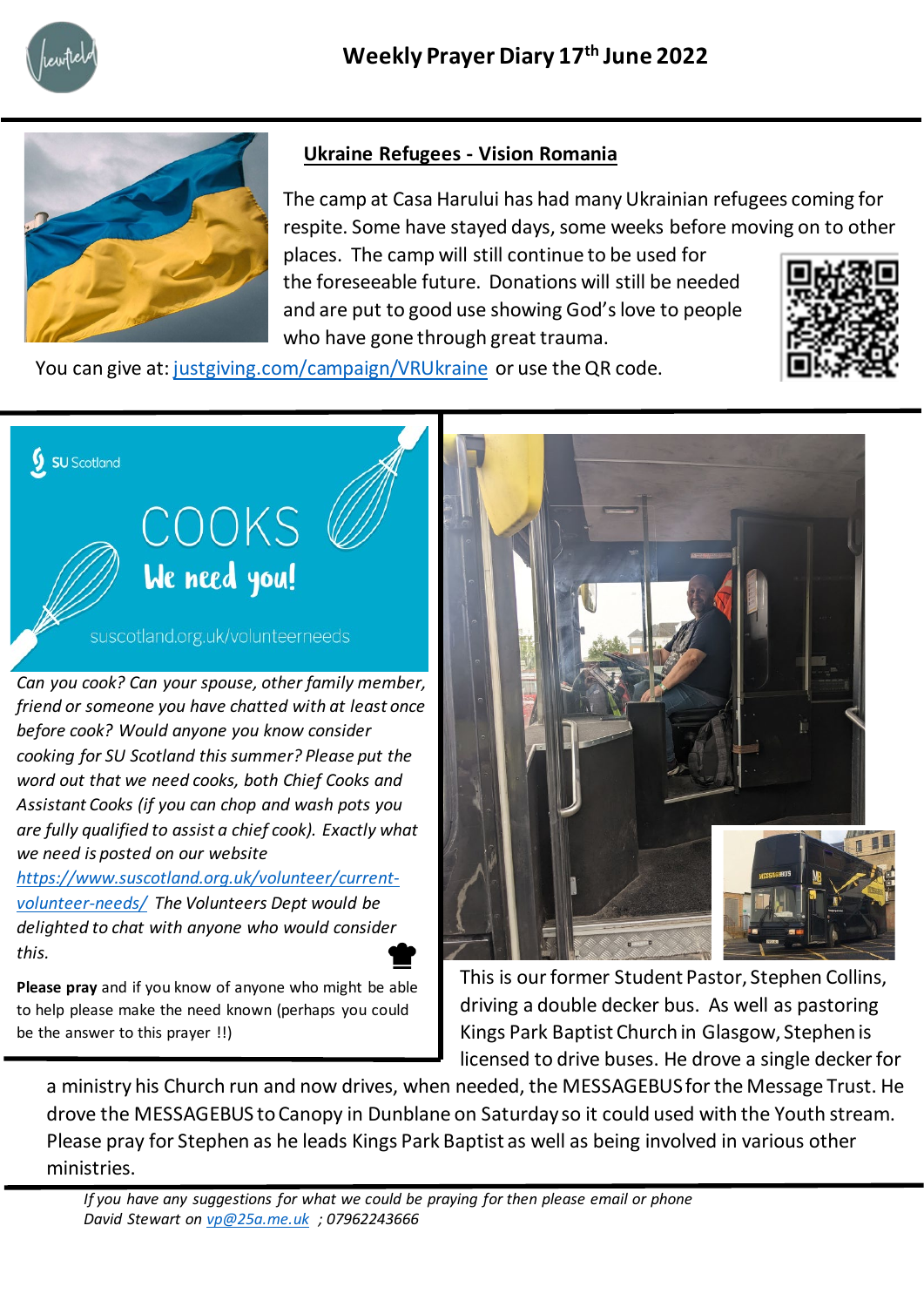# Weekly Prayer Diary 17th June 2022

## Ukraine Refugees - Vision Romania

The camp at Casa Harului has had many Ukrainian refugees coming for respite. Some have stayed days, some weeks before moving on to other places. The camp will still continue to be used for the foreseeable future. Donations will still be needed and are put to good use showing God's love to people who have gone through great trauma.

You can give at: justgiving.com/campaign/VRUkraine or use the QR code.

SU Scotland

COOKS

We need you!

suscotland.org.uk/volunteerneeds

*Can you cook? Can your spouse, other family member, friend or someone you have chatted with at least once before cook? Would anyone you know consider cooking for SU Scotland this summer? Please put the word out that we need cooks, both Chief Cooks and Assistant Cooks (if you can chop and wash pots you are fully qualified to assist a chief cook). Exactly what we need is posted on our website https://www.suscotland.org.uk/volunteer/current-volunteer-needs/ The Volunteers Dept would be delighted to chat with anyone who would consider this.*

**Please pray** and if you know of anyone who might be able to help please make the need known (perhaps you could be the answer to this prayer !!)

This is our former Student Pastor, Stephen Collins, driving a double decker bus. As well as pastoring Kings Park Baptist Church in Glasgow, Stephen is licensed to drive buses. He drove a single decker for a ministry his Church run and now drives, when needed, the MESSAGEBUS for the Message Trust. He drove the MESSAGEBUS to Canopy in Dunblane on Saturday so it could used with the Youth stream. Please pray for Stephen as he leads Kings Park Baptist as well as being involved in various other ministries.

*If you have any suggestions for what we could be praying for then please email or phone David Stewart on vp@25a.me.uk ; 07962243666*